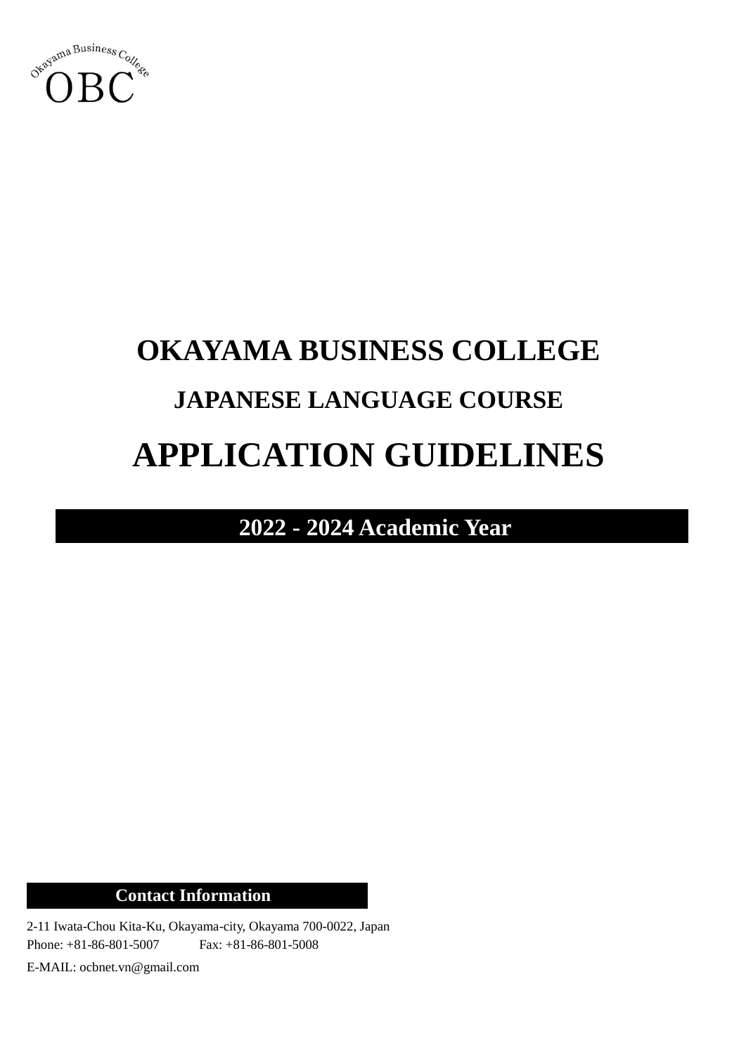Okayama Business College

OBC

# OKAYAMA BUSINESS COLLEGE

## JAPANESE LANGUAGE COURSE

# APPLICATION GUIDELINES

**2022 - 2024 Academic Year**

**Contact Information**

2-11 Iwata-Chou Kita-Ku, Okayama-city, Okayama 700-0022, Japan
Phone: +81-86-801-5007 Fax: +81-86-801-5008

E-MAIL: ocbnet.vn@gmail.com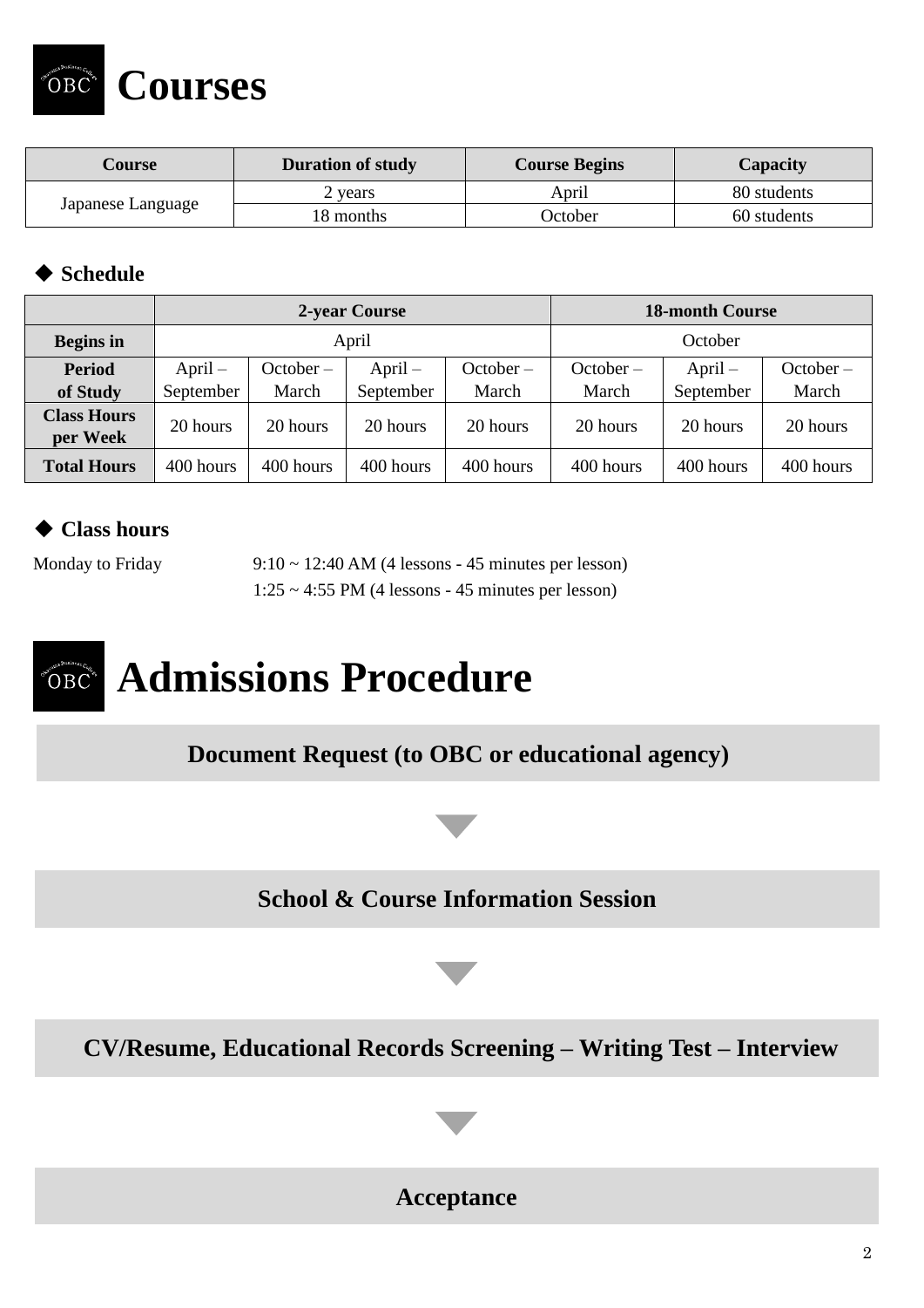# Courses

| Course | Duration of study | Course Begins | Capacity |
|---|---|---|---|
| Japanese Language | 2 years | April | 80 students |
| | 18 months | October | 60 students |

## ◆ Schedule

| | 2-year Course | | | | 18-month Course | | |
|---|---|---|---|---|---|---|---|
| **Begins in** | April | | | | October | | |
| **Period of Study** | April – September | October – March | April – September | October – March | October – March | April – September | October – March |
| **Class Hours per Week** | 20 hours | 20 hours | 20 hours | 20 hours | 20 hours | 20 hours | 20 hours |
| **Total Hours** | 400 hours | 400 hours | 400 hours | 400 hours | 400 hours | 400 hours | 400 hours |

## ◆ Class hours

Monday to Friday
9:10 ~ 12:40 AM (4 lessons - 45 minutes per lesson)
1:25 ~ 4:55 PM (4 lessons - 45 minutes per lesson)

# Admissions Procedure

**Document Request (to OBC or educational agency)**

▼

**School & Course Information Session**

▼

**CV/Resume, Educational Records Screening – Writing Test – Interview**

▼

**Acceptance**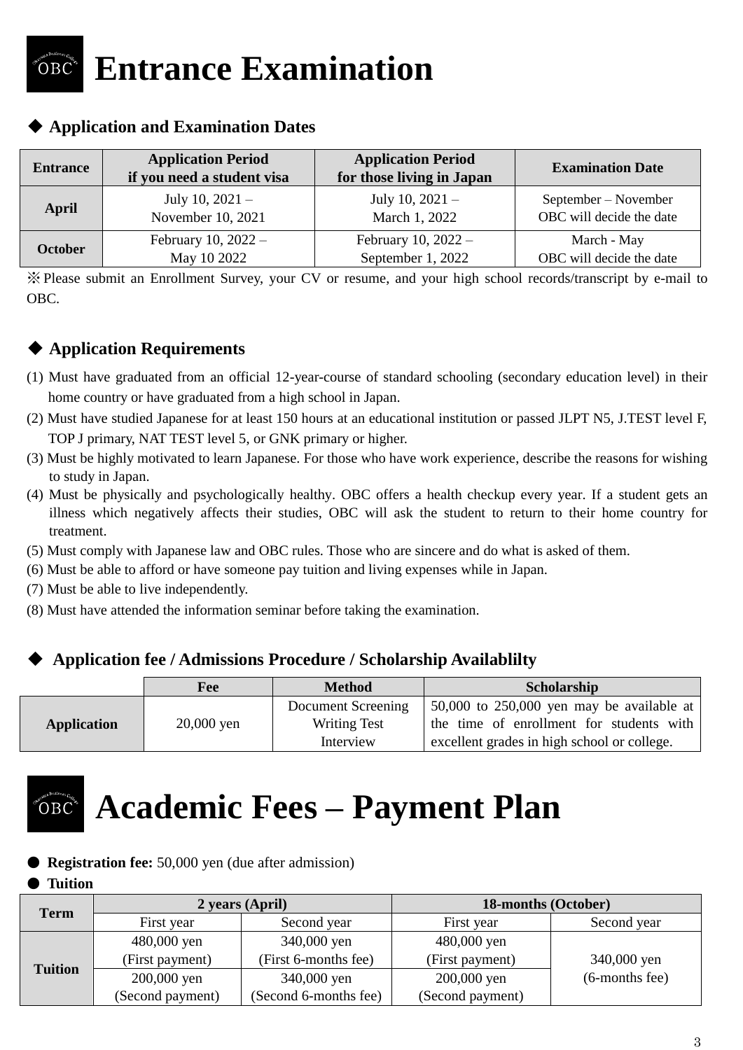# Entrance Examination

### ◆ Application and Examination Dates

| Entrance | Application Period if you need a student visa | Application Period for those living in Japan | Examination Date |
|---|---|---|---|
| April | July 10, 2021 – November 10, 2021 | July 10, 2021 – March 1, 2022 | September – November OBC will decide the date |
| October | February 10, 2022 – May 10 2022 | February 10, 2022 – September 1, 2022 | March - May OBC will decide the date |

※Please submit an Enrollment Survey, your CV or resume, and your high school records/transcript by e-mail to OBC.

### ◆ Application Requirements

(1) Must have graduated from an official 12-year-course of standard schooling (secondary education level) in their home country or have graduated from a high school in Japan.
(2) Must have studied Japanese for at least 150 hours at an educational institution or passed JLPT N5, J.TEST level F, TOP J primary, NAT TEST level 5, or GNK primary or higher.
(3) Must be highly motivated to learn Japanese. For those who have work experience, describe the reasons for wishing to study in Japan.
(4) Must be physically and psychologically healthy. OBC offers a health checkup every year. If a student gets an illness which negatively affects their studies, OBC will ask the student to return to their home country for treatment.
(5) Must comply with Japanese law and OBC rules. Those who are sincere and do what is asked of them.
(6) Must be able to afford or have someone pay tuition and living expenses while in Japan.
(7) Must be able to live independently.
(8) Must have attended the information seminar before taking the examination.

### ◆ Application fee / Admissions Procedure / Scholarship Availablilty

| | Fee | Method | Scholarship |
|---|---|---|---|
| Application | 20,000 yen | Document Screening<br>Writing Test<br>Interview | 50,000 to 250,000 yen may be available at the time of enrollment for students with excellent grades in high school or college. |

# Academic Fees – Payment Plan

● **Registration fee:** 50,000 yen (due after admission)

● **Tuition**

| Term | 2 years (April) | | 18-months (October) | |
|---|---|---|---|---|
| | First year | Second year | First year | Second year |
| Tuition | 480,000 yen (First payment) | 340,000 yen (First 6-months fee) | 480,000 yen (First payment) | 340,000 yen (6-months fee) |
| | 200,000 yen (Second payment) | 340,000 yen (Second 6-months fee) | 200,000 yen (Second payment) | |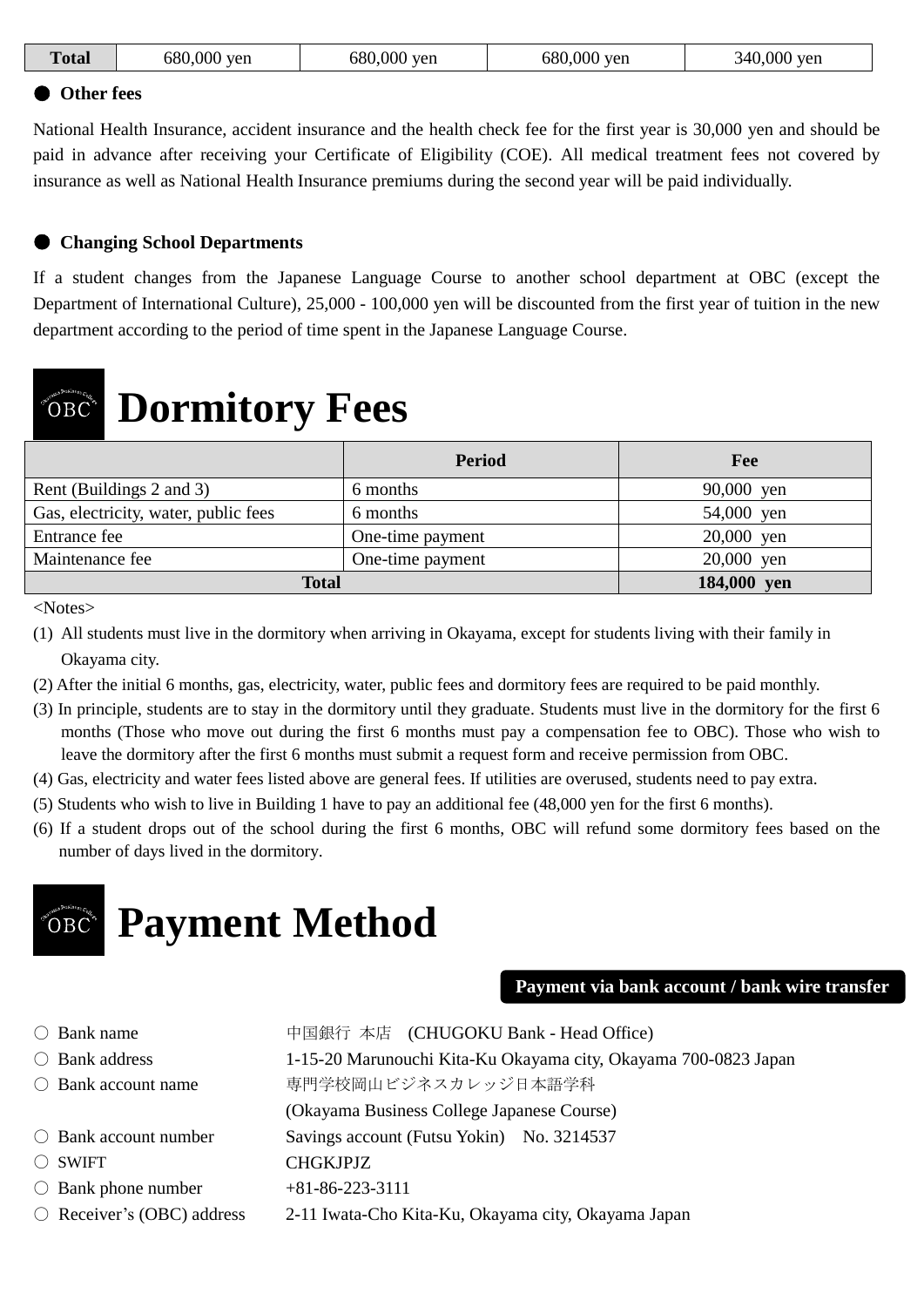| Total | 680,000 yen | 680,000 yen | 680,000 yen | 340,000 yen |
|---|---|---|---|---|

● **Other fees**

National Health Insurance, accident insurance and the health check fee for the first year is 30,000 yen and should be paid in advance after receiving your Certificate of Eligibility (COE). All medical treatment fees not covered by insurance as well as National Health Insurance premiums during the second year will be paid individually.

● **Changing School Departments**

If a student changes from the Japanese Language Course to another school department at OBC (except the Department of International Culture), 25,000 - 100,000 yen will be discounted from the first year of tuition in the new department according to the period of time spent in the Japanese Language Course.

# Dormitory Fees

| | Period | Fee |
|---|---|---|
| Rent (Buildings 2 and 3) | 6 months | 90,000 yen |
| Gas, electricity, water, public fees | 6 months | 54,000 yen |
| Entrance fee | One-time payment | 20,000 yen |
| Maintenance fee | One-time payment | 20,000 yen |
| **Total** | | **184,000 yen** |

<Notes>

(1) All students must live in the dormitory when arriving in Okayama, except for students living with their family in Okayama city.

(2) After the initial 6 months, gas, electricity, water, public fees and dormitory fees are required to be paid monthly.

(3) In principle, students are to stay in the dormitory until they graduate. Students must live in the dormitory for the first 6 months (Those who move out during the first 6 months must pay a compensation fee to OBC). Those who wish to leave the dormitory after the first 6 months must submit a request form and receive permission from OBC.

(4) Gas, electricity and water fees listed above are general fees. If utilities are overused, students need to pay extra.

(5) Students who wish to live in Building 1 have to pay an additional fee (48,000 yen for the first 6 months).

(6) If a student drops out of the school during the first 6 months, OBC will refund some dormitory fees based on the number of days lived in the dormitory.

# Payment Method

**Payment via bank account / bank wire transfer**

○ Bank name: 中国銀行 本店 (CHUGOKU Bank - Head Office)

○ Bank address: 1-15-20 Marunouchi Kita-Ku Okayama city, Okayama 700-0823 Japan

○ Bank account name: 専門学校岡山ビジネスカレッジ日本語学科 (Okayama Business College Japanese Course)

○ Bank account number: Savings account (Futsu Yokin) No. 3214537

○ SWIFT: CHGKJPJZ

○ Bank phone number: +81-86-223-3111

○ Receiver's (OBC) address: 2-11 Iwata-Cho Kita-Ku, Okayama city, Okayama Japan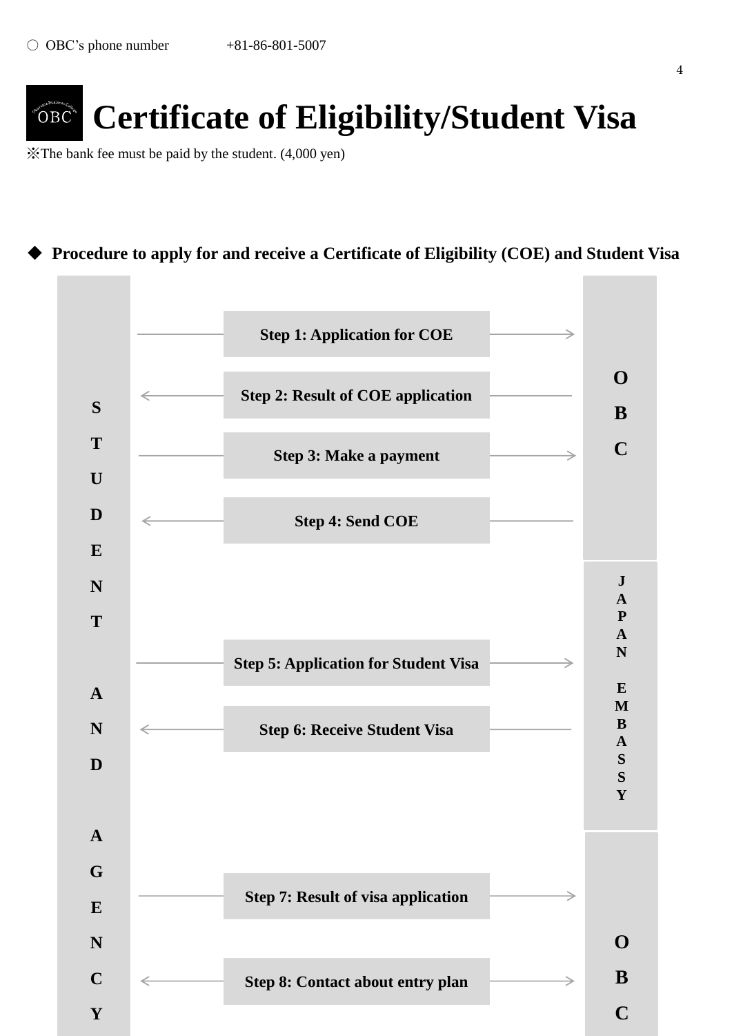○ OBC's phone number +81-86-801-5007

# Certificate of Eligibility/Student Visa

※The bank fee must be paid by the student. (4,000 yen)

◆ **Procedure to apply for and receive a Certificate of Eligibility (COE) and Student Visa**

| STUDENT AND AGENCY | Direction | Step | Direction | Party |
|---|---|---|---|---|
| | → | **Step 1: Application for COE** | → | OBC |
| | ← | **Step 2: Result of COE application** | ← | OBC |
| | → | **Step 3: Make a payment** | → | OBC |
| | ← | **Step 4: Send COE** | ← | OBC |
| | → | **Step 5: Application for Student Visa** | → | JAPAN EMBASSY |
| | ← | **Step 6: Receive Student Visa** | ← | JAPAN EMBASSY |
| | → | **Step 7: Result of visa application** | → | OBC |
| | ↔ | **Step 8: Contact about entry plan** | ↔ | OBC |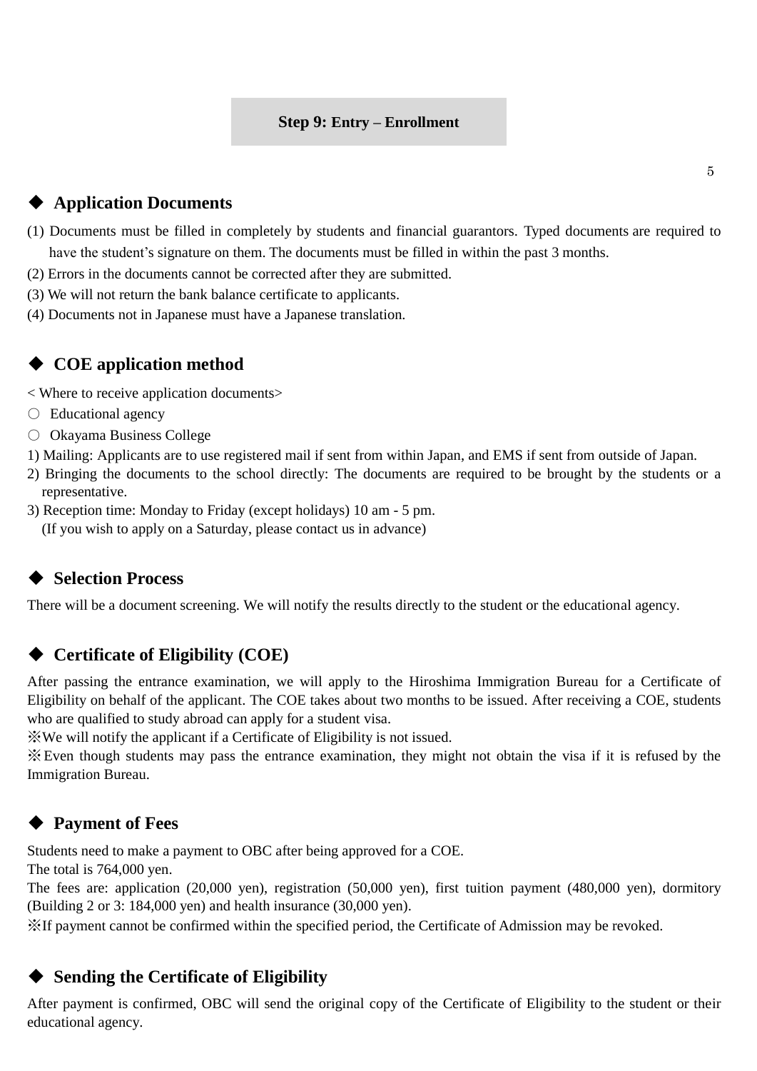## Step 9: Entry – Enrollment

### ◆ Application Documents

(1) Documents must be filled in completely by students and financial guarantors. Typed documents are required to have the student's signature on them. The documents must be filled in within the past 3 months.
(2) Errors in the documents cannot be corrected after they are submitted.
(3) We will not return the bank balance certificate to applicants.
(4) Documents not in Japanese must have a Japanese translation.

### ◆ COE application method

< Where to receive application documents>

○ Educational agency
○ Okayama Business College

1) Mailing: Applicants are to use registered mail if sent from within Japan, and EMS if sent from outside of Japan.
2) Bringing the documents to the school directly: The documents are required to be brought by the students or a representative.
3) Reception time: Monday to Friday (except holidays) 10 am - 5 pm.
(If you wish to apply on a Saturday, please contact us in advance)

### ◆ Selection Process

There will be a document screening. We will notify the results directly to the student or the educational agency.

### ◆ Certificate of Eligibility (COE)

After passing the entrance examination, we will apply to the Hiroshima Immigration Bureau for a Certificate of Eligibility on behalf of the applicant. The COE takes about two months to be issued. After receiving a COE, students who are qualified to study abroad can apply for a student visa.
※We will notify the applicant if a Certificate of Eligibility is not issued.
※Even though students may pass the entrance examination, they might not obtain the visa if it is refused by the Immigration Bureau.

### ◆ Payment of Fees

Students need to make a payment to OBC after being approved for a COE.
The total is 764,000 yen.
The fees are: application (20,000 yen), registration (50,000 yen), first tuition payment (480,000 yen), dormitory (Building 2 or 3: 184,000 yen) and health insurance (30,000 yen).
※If payment cannot be confirmed within the specified period, the Certificate of Admission may be revoked.

### ◆ Sending the Certificate of Eligibility

After payment is confirmed, OBC will send the original copy of the Certificate of Eligibility to the student or their educational agency.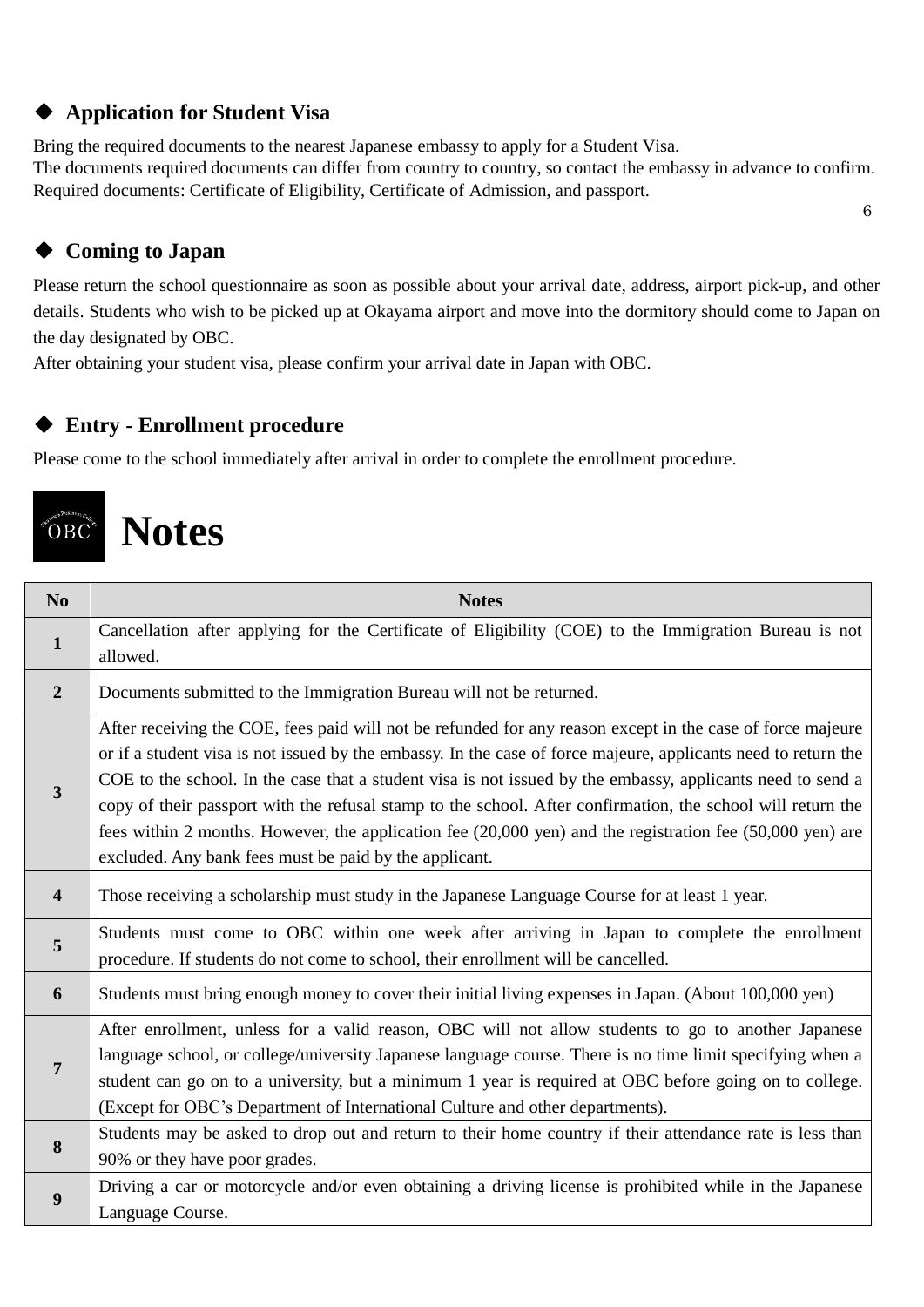### ◆ Application for Student Visa

Bring the required documents to the nearest Japanese embassy to apply for a Student Visa.
The documents required documents can differ from country to country, so contact the embassy in advance to confirm.
Required documents: Certificate of Eligibility, Certificate of Admission, and passport.

### ◆ Coming to Japan

Please return the school questionnaire as soon as possible about your arrival date, address, airport pick-up, and other details. Students who wish to be picked up at Okayama airport and move into the dormitory should come to Japan on the day designated by OBC.
After obtaining your student visa, please confirm your arrival date in Japan with OBC.

### ◆ Entry - Enrollment procedure

Please come to the school immediately after arrival in order to complete the enrollment procedure.

# Notes

| No | Notes |
|---|---|
| 1 | Cancellation after applying for the Certificate of Eligibility (COE) to the Immigration Bureau is not allowed. |
| 2 | Documents submitted to the Immigration Bureau will not be returned. |
| 3 | After receiving the COE, fees paid will not be refunded for any reason except in the case of force majeure or if a student visa is not issued by the embassy. In the case of force majeure, applicants need to return the COE to the school. In the case that a student visa is not issued by the embassy, applicants need to send a copy of their passport with the refusal stamp to the school. After confirmation, the school will return the fees within 2 months. However, the application fee (20,000 yen) and the registration fee (50,000 yen) are excluded. Any bank fees must be paid by the applicant. |
| 4 | Those receiving a scholarship must study in the Japanese Language Course for at least 1 year. |
| 5 | Students must come to OBC within one week after arriving in Japan to complete the enrollment procedure. If students do not come to school, their enrollment will be cancelled. |
| 6 | Students must bring enough money to cover their initial living expenses in Japan. (About 100,000 yen) |
| 7 | After enrollment, unless for a valid reason, OBC will not allow students to go to another Japanese language school, or college/university Japanese language course. There is no time limit specifying when a student can go on to a university, but a minimum 1 year is required at OBC before going on to college. (Except for OBC's Department of International Culture and other departments). |
| 8 | Students may be asked to drop out and return to their home country if their attendance rate is less than 90% or they have poor grades. |
| 9 | Driving a car or motorcycle and/or even obtaining a driving license is prohibited while in the Japanese Language Course. |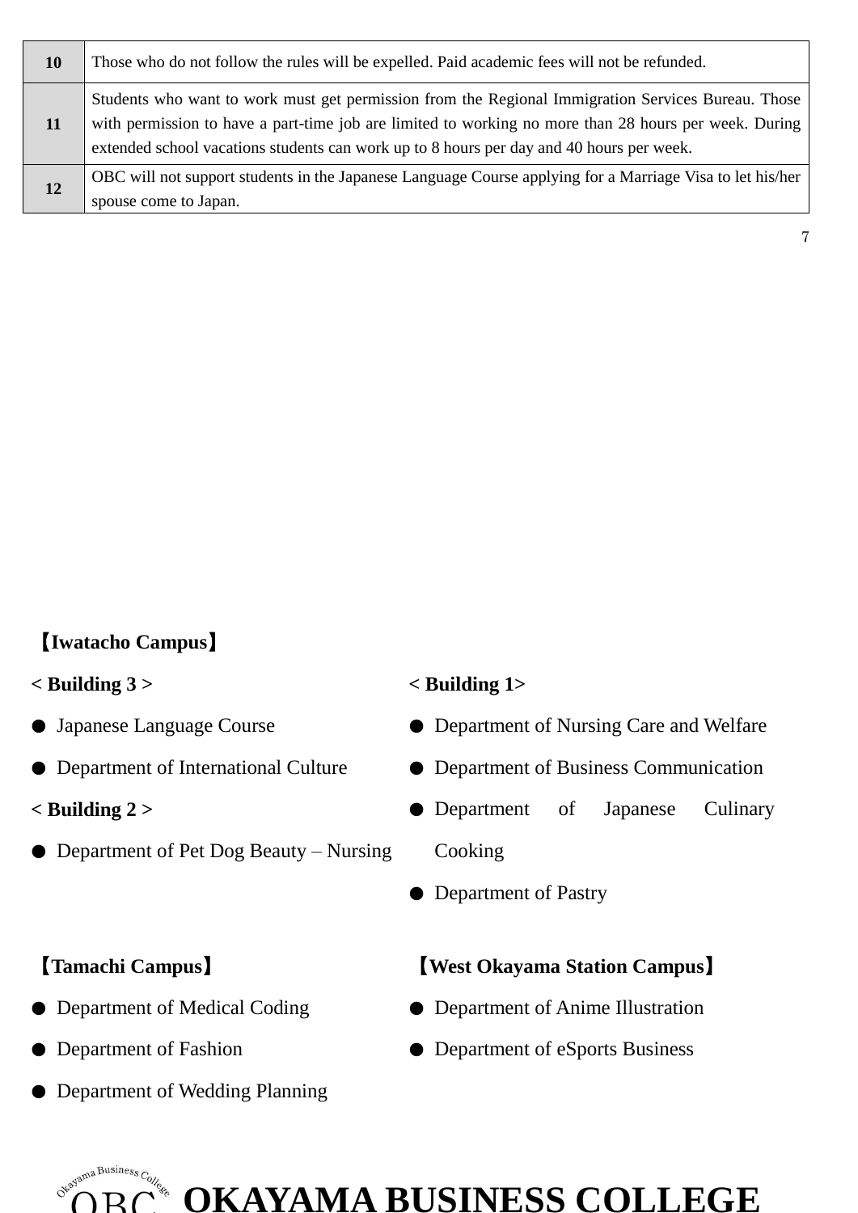| 10 | Those who do not follow the rules will be expelled. Paid academic fees will not be refunded. |
|---|---|
| 11 | Students who want to work must get permission from the Regional Immigration Services Bureau. Those with permission to have a part-time job are limited to working no more than 28 hours per week. During extended school vacations students can work up to 8 hours per day and 40 hours per week. |
| 12 | OBC will not support students in the Japanese Language Course applying for a Marriage Visa to let his/her spouse come to Japan. |

**【Iwatacho Campus】**

**< Building 3 >**

- Japanese Language Course
- Department of International Culture

**< Building 2 >**

- Department of Pet Dog Beauty – Nursing

**< Building 1>**

- Department of Nursing Care and Welfare
- Department of Business Communication
- Department of Japanese Culinary Cooking
- Department of Pastry

**【Tamachi Campus】**

- Department of Medical Coding
- Department of Fashion
- Department of Wedding Planning

**【West Okayama Station Campus】**

- Department of Anime Illustration
- Department of eSports Business

Okayama Business College OBC **OKAYAMA BUSINESS COLLEGE**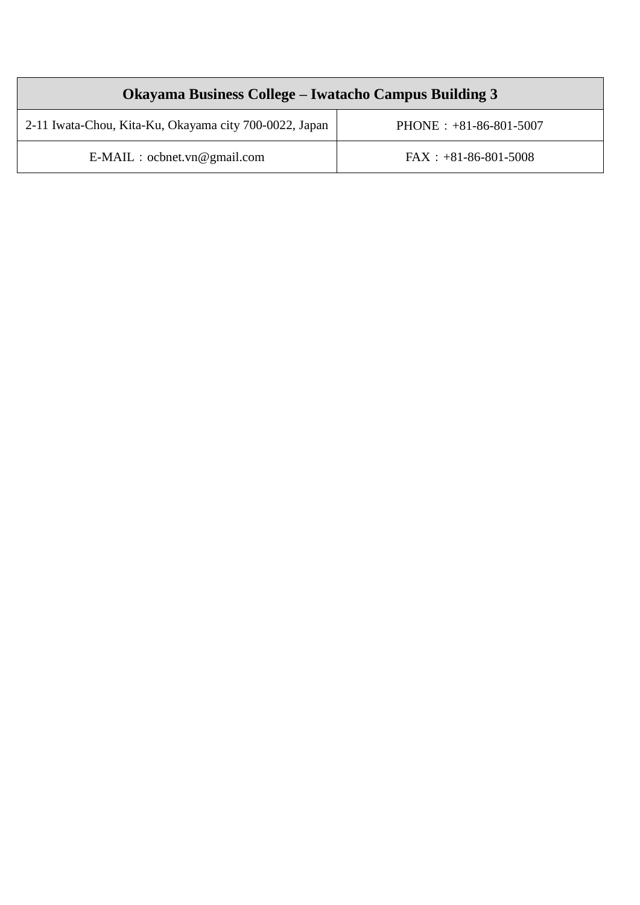| Okayama Business College – Iwatacho Campus Building 3 | |
|---|---|
| 2-11 Iwata-Chou, Kita-Ku, Okayama city 700-0022, Japan | PHONE：+81-86-801-5007 |
| E-MAIL：ocbnet.vn@gmail.com | FAX：+81-86-801-5008 |